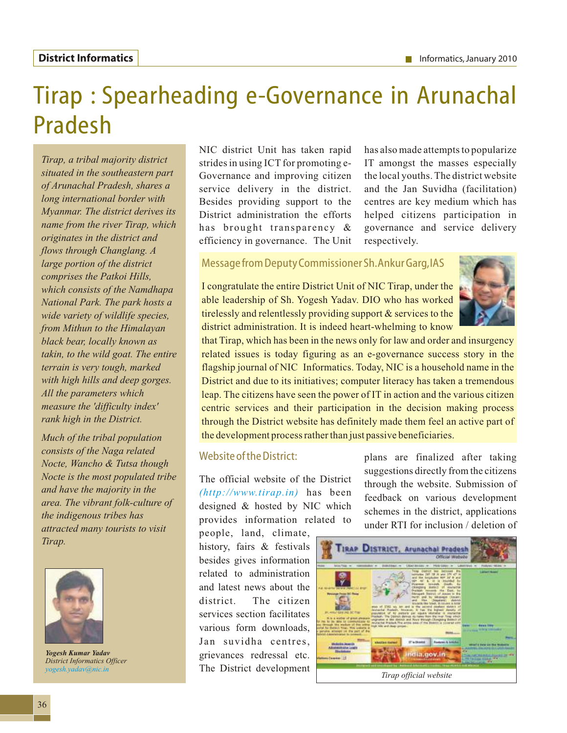# Tirap : Spearheading e-Governance in Arunachal Pradesh

*Tirap, a tribal majority district situated in the southeastern part of Arunachal Pradesh, shares a long international border with Myanmar. The district derives its name from the river Tirap, which originates in the district and flows through Changlang. A large portion of the district comprises the Patkoi Hills, which consists of the Namdhapa National Park. The park hosts a wide variety of wildlife species, from Mithun to the Himalayan black bear, locally known as takin, to the wild goat. The entire terrain is very tough, marked with high hills and deep gorges. All the parameters which measure the 'difficulty index' rank high in the District.*

*Much of the tribal population consists of the Naga related Nocte, Wancho & Tutsa though Nocte is the most populated tribe and have the majority in the area. The vibrant folk-culture of the indigenous tribes has attracted many tourists to visit Tirap.*

***Yogesh Kumar Yadav***
*District Informatics Officer*
*yogesh.yadav@nic.in*

NIC district Unit has taken rapid strides in using ICT for promoting e-Governance and improving citizen service delivery in the district. Besides providing support to the District administration the efforts has brought transparency & efficiency in governance. The Unit has also made attempts to popularize IT amongst the masses especially the local youths. The district website and the Jan Suvidha (facilitation) centres are key medium which has helped citizens participation in governance and service delivery respectively.

### Message from Deputy Commissioner Sh. Ankur Garg, IAS

I congratulate the entire District Unit of NIC Tirap, under the able leadership of Sh. Yogesh Yadav. DIO who has worked tirelessly and relentlessly providing support & services to the district administration. It is indeed heart-whelming to know that Tirap, which has been in the news only for law and order and insurgency related issues is today figuring as an e-governance success story in the flagship journal of NIC Informatics. Today, NIC is a household name in the District and due to its initiatives; computer literacy has taken a tremendous leap. The citizens have seen the power of IT in action and the various citizen centric services and their participation in the decision making process through the District website has definitely made them feel an active part of the development process rather than just passive beneficiaries.

### Website of the District:

The official website of the District *(http://www.tirap.in)* has been designed & hosted by NIC which provides information related to people, land, climate, history, fairs & festivals besides gives information related to administration and latest news about the district. The citizen services section facilitates various form downloads, Jan suvidha centres, grievances redressal etc. The District development plans are finalized after taking suggestions directly from the citizens through the website. Submission of feedback on various development schemes in the district, applications under RTI for inclusion / deletion of

*Tirap official website*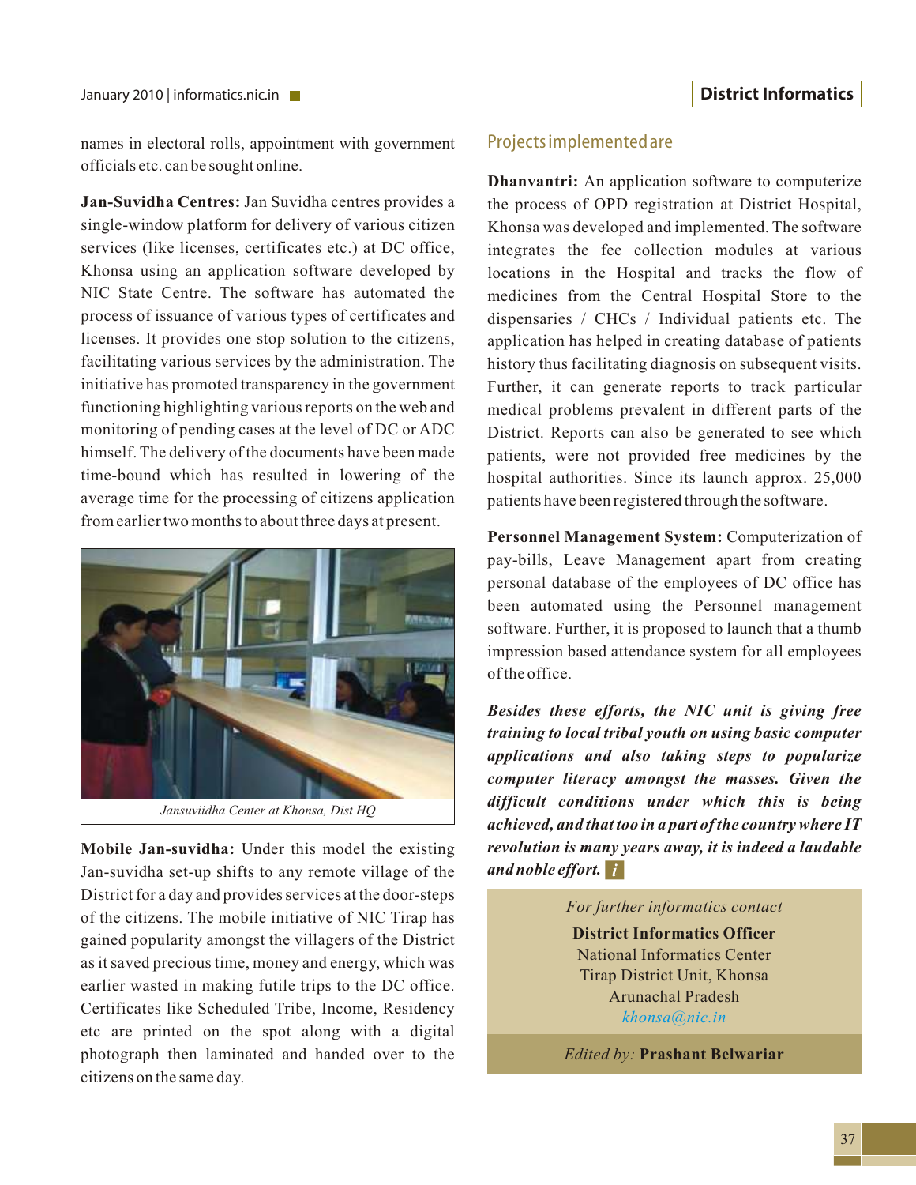names in electoral rolls, appointment with government officials etc. can be sought online.

**Jan-Suvidha Centres:** Jan Suvidha centres provides a single-window platform for delivery of various citizen services (like licenses, certificates etc.) at DC office, Khonsa using an application software developed by NIC State Centre. The software has automated the process of issuance of various types of certificates and licenses. It provides one stop solution to the citizens, facilitating various services by the administration. The initiative has promoted transparency in the government functioning highlighting various reports on the web and monitoring of pending cases at the level of DC or ADC himself. The delivery of the documents have been made time-bound which has resulted in lowering of the average time for the processing of citizens application from earlier two months to about three days at present.

*Jansuviidha Center at Khonsa, Dist HQ*

**Mobile Jan-suvidha:** Under this model the existing Jan-suvidha set-up shifts to any remote village of the District for a day and provides services at the door-steps of the citizens. The mobile initiative of NIC Tirap has gained popularity amongst the villagers of the District as it saved precious time, money and energy, which was earlier wasted in making futile trips to the DC office. Certificates like Scheduled Tribe, Income, Residency etc are printed on the spot along with a digital photograph then laminated and handed over to the citizens on the same day.

## Projects implemented are

**Dhanvantri:** An application software to computerize the process of OPD registration at District Hospital, Khonsa was developed and implemented. The software integrates the fee collection modules at various locations in the Hospital and tracks the flow of medicines from the Central Hospital Store to the dispensaries / CHCs / Individual patients etc. The application has helped in creating database of patients history thus facilitating diagnosis on subsequent visits. Further, it can generate reports to track particular medical problems prevalent in different parts of the District. Reports can also be generated to see which patients, were not provided free medicines by the hospital authorities. Since its launch approx. 25,000 patients have been registered through the software.

**Personnel Management System:** Computerization of pay-bills, Leave Management apart from creating personal database of the employees of DC office has been automated using the Personnel management software. Further, it is proposed to launch that a thumb impression based attendance system for all employees of the office.

***Besides these efforts, the NIC unit is giving free training to local tribal youth on using basic computer applications and also taking steps to popularize computer literacy amongst the masses. Given the difficult conditions under which this is being achieved, and that too in a part of the country where IT revolution is many years away, it is indeed a laudable and noble effort.***

*For further informatics contact*

**District Informatics Officer**
National Informatics Center
Tirap District Unit, Khonsa
Arunachal Pradesh
*khonsa@nic.in*

*Edited by:* **Prashant Belwariar**